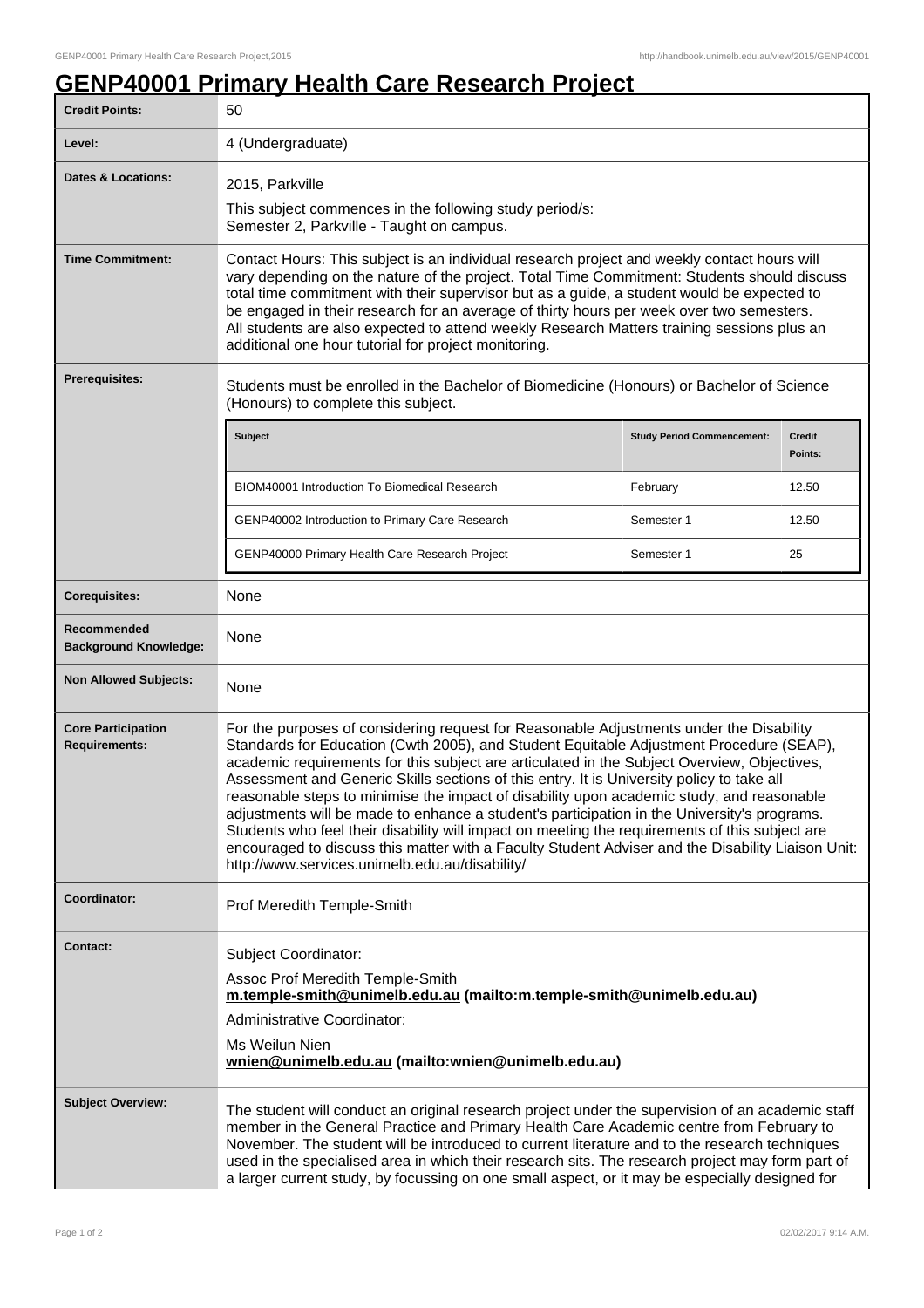# GENP40001 Primary Health Care Research Project

| | |
|---|---|
| **Credit Points:** | 50 |
| **Level:** | 4 (Undergraduate) |
| **Dates & Locations:** | 2015, Parkville<br>This subject commences in the following study period/s:<br>Semester 2, Parkville - Taught on campus. |
| **Time Commitment:** | Contact Hours: This subject is an individual research project and weekly contact hours will vary depending on the nature of the project. Total Time Commitment: Students should discuss total time commitment with their supervisor but as a guide, a student would be expected to be engaged in their research for an average of thirty hours per week over two semesters. All students are also expected to attend weekly Research Matters training sessions plus an additional one hour tutorial for project monitoring. |
| **Prerequisites:** | Students must be enrolled in the Bachelor of Biomedicine (Honours) or Bachelor of Science (Honours) to complete this subject. |

| Subject | Study Period Commencement: | Credit Points: |
|---|---|---|
| BIOM40001 Introduction To Biomedical Research | February | 12.50 |
| GENP40002 Introduction to Primary Care Research | Semester 1 | 12.50 |
| GENP40000 Primary Health Care Research Project | Semester 1 | 25 |

| | |
|---|---|
| **Corequisites:** | None |
| **Recommended Background Knowledge:** | None |
| **Non Allowed Subjects:** | None |
| **Core Participation Requirements:** | For the purposes of considering request for Reasonable Adjustments under the Disability Standards for Education (Cwth 2005), and Student Equitable Adjustment Procedure (SEAP), academic requirements for this subject are articulated in the Subject Overview, Objectives, Assessment and Generic Skills sections of this entry. It is University policy to take all reasonable steps to minimise the impact of disability upon academic study, and reasonable adjustments will be made to enhance a student's participation in the University's programs. Students who feel their disability will impact on meeting the requirements of this subject are encouraged to discuss this matter with a Faculty Student Adviser and the Disability Liaison Unit: http://www.services.unimelb.edu.au/disability/ |
| **Coordinator:** | Prof Meredith Temple-Smith |
| **Contact:** | Subject Coordinator:<br>Assoc Prof Meredith Temple-Smith<br>**m.temple-smith@unimelb.edu.au (mailto:m.temple-smith@unimelb.edu.au)**<br>Administrative Coordinator:<br>Ms Weilun Nien<br>**wnien@unimelb.edu.au (mailto:wnien@unimelb.edu.au)** |
| **Subject Overview:** | The student will conduct an original research project under the supervision of an academic staff member in the General Practice and Primary Health Care Academic centre from February to November. The student will be introduced to current literature and to the research techniques used in the specialised area in which their research sits. The research project may form part of a larger current study, by focussing on one small aspect, or it may be especially designed for |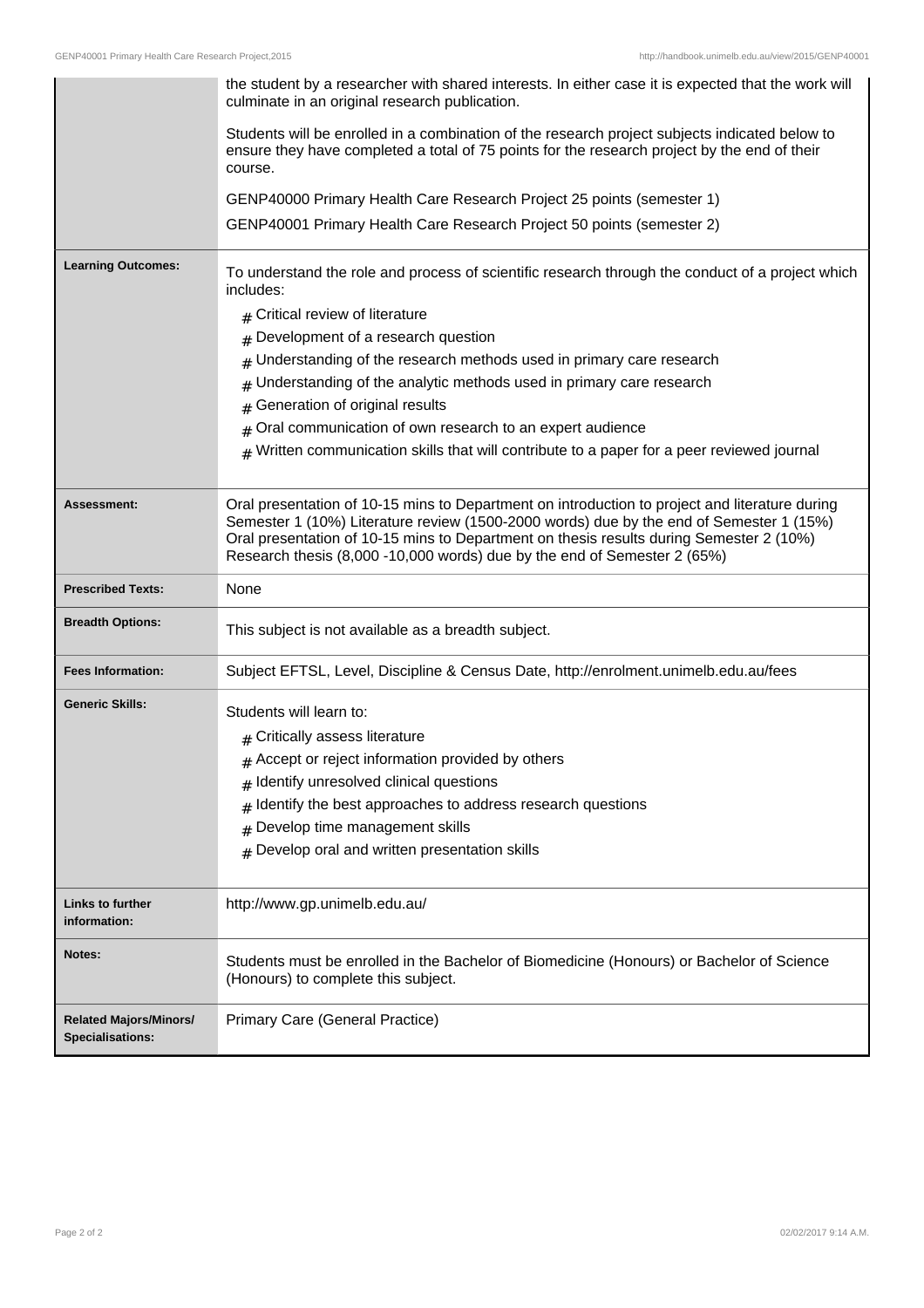| | |
|---|---|
| | the student by a researcher with shared interests. In either case it is expected that the work will culminate in an original research publication.<br><br>Students will be enrolled in a combination of the research project subjects indicated below to ensure they have completed a total of 75 points for the research project by the end of their course.<br><br>GENP40000 Primary Health Care Research Project 25 points (semester 1)<br><br>GENP40001 Primary Health Care Research Project 50 points (semester 2) |
| **Learning Outcomes:** | To understand the role and process of scientific research through the conduct of a project which includes:<br># Critical review of literature<br># Development of a research question<br># Understanding of the research methods used in primary care research<br># Understanding of the analytic methods used in primary care research<br># Generation of original results<br># Oral communication of own research to an expert audience<br># Written communication skills that will contribute to a paper for a peer reviewed journal |
| **Assessment:** | Oral presentation of 10-15 mins to Department on introduction to project and literature during Semester 1 (10%) Literature review (1500-2000 words) due by the end of Semester 1 (15%) Oral presentation of 10-15 mins to Department on thesis results during Semester 2 (10%) Research thesis (8,000 -10,000 words) due by the end of Semester 2 (65%) |
| **Prescribed Texts:** | None |
| **Breadth Options:** | This subject is not available as a breadth subject. |
| **Fees Information:** | Subject EFTSL, Level, Discipline & Census Date, http://enrolment.unimelb.edu.au/fees |
| **Generic Skills:** | Students will learn to:<br># Critically assess literature<br># Accept or reject information provided by others<br># Identify unresolved clinical questions<br># Identify the best approaches to address research questions<br># Develop time management skills<br># Develop oral and written presentation skills |
| **Links to further information:** | http://www.gp.unimelb.edu.au/ |
| **Notes:** | Students must be enrolled in the Bachelor of Biomedicine (Honours) or Bachelor of Science (Honours) to complete this subject. |
| **Related Majors/Minors/ Specialisations:** | Primary Care (General Practice) |